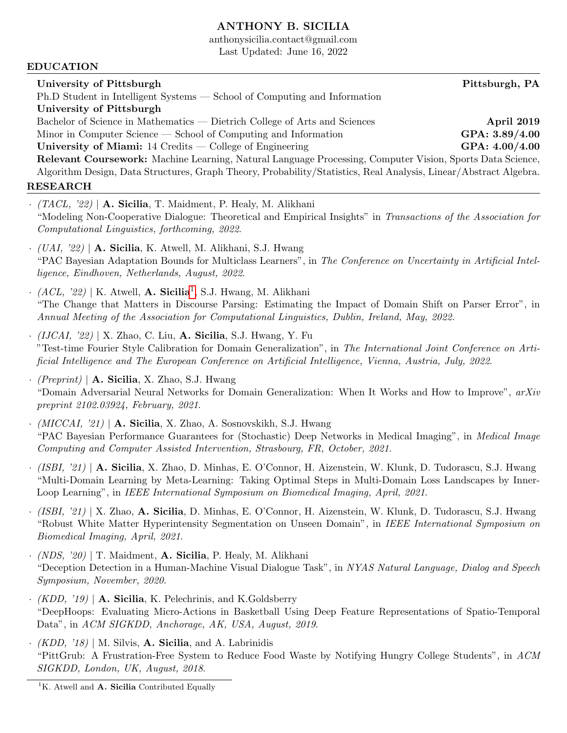# ANTHONY B. SICILIA

anthonysicilia.contact@gmail.com
Last Updated: June 16, 2022

## EDUCATION

**University of Pittsburgh** — **Pittsburgh, PA**
Ph.D Student in Intelligent Systems — School of Computing and Information

**University of Pittsburgh**
Bachelor of Science in Mathematics — Dietrich College of Arts and Sciences — **April 2019**
Minor in Computer Science — School of Computing and Information — **GPA: 3.89/4.00**

**University of Miami:** 14 Credits — College of Engineering — **GPA: 4.00/4.00**

**Relevant Coursework:** Machine Learning, Natural Language Processing, Computer Vision, Sports Data Science, Algorithm Design, Data Structures, Graph Theory, Probability/Statistics, Real Analysis, Linear/Abstract Algebra.

## RESEARCH

- *(TACL, '22)* | **A. Sicilia**, T. Maidment, P. Healy, M. Alikhani
  "Modeling Non-Cooperative Dialogue: Theoretical and Empirical Insights" in *Transactions of the Association for Computational Linguistics, forthcoming, 2022*.

- *(UAI, '22)* | **A. Sicilia**, K. Atwell, M. Alikhani, S.J. Hwang
  "PAC Bayesian Adaptation Bounds for Multiclass Learners", in *The Conference on Uncertainty in Artificial Intelligence, Eindhoven, Netherlands, August, 2022*.

- *(ACL, '22)* | K. Atwell, **A. Sicilia**[1], S.J. Hwang, M. Alikhani
  "The Change that Matters in Discourse Parsing: Estimating the Impact of Domain Shift on Parser Error", in *Annual Meeting of the Association for Computational Linguistics, Dublin, Ireland, May, 2022.*

- *(IJCAI, '22)* | X. Zhao, C. Liu, **A. Sicilia**, S.J. Hwang, Y. Fu
  "Test-time Fourier Style Calibration for Domain Generalization", in *The International Joint Conference on Artificial Intelligence and The European Conference on Artificial Intelligence, Vienna, Austria, July, 2022*.

- *(Preprint)* | **A. Sicilia**, X. Zhao, S.J. Hwang
  "Domain Adversarial Neural Networks for Domain Generalization: When It Works and How to Improve", *arXiv preprint 2102.03924, February, 2021.*

- *(MICCAI, '21)* | **A. Sicilia**, X. Zhao, A. Sosnovskikh, S.J. Hwang
  "PAC Bayesian Performance Guarantees for (Stochastic) Deep Networks in Medical Imaging", in *Medical Image Computing and Computer Assisted Intervention, Strasbourg, FR, October, 2021.*

- *(ISBI, '21)* | **A. Sicilia**, X. Zhao, D. Minhas, E. O'Connor, H. Aizenstein, W. Klunk, D. Tudorascu, S.J. Hwang
  "Multi-Domain Learning by Meta-Learning: Taking Optimal Steps in Multi-Domain Loss Landscapes by Inner-Loop Learning", in *IEEE International Symposium on Biomedical Imaging, April, 2021.*

- *(ISBI, '21)* | X. Zhao, **A. Sicilia**, D. Minhas, E. O'Connor, H. Aizenstein, W. Klunk, D. Tudorascu, S.J. Hwang
  "Robust White Matter Hyperintensity Segmentation on Unseen Domain", in *IEEE International Symposium on Biomedical Imaging, April, 2021.*

- *(NDS, '20)* | T. Maidment, **A. Sicilia**, P. Healy, M. Alikhani
  "Deception Detection in a Human-Machine Visual Dialogue Task", in *NYAS Natural Language, Dialog and Speech Symposium, November, 2020*.

- *(KDD, '19)* | **A. Sicilia**, K. Pelechrinis, and K.Goldsberry
  "DeepHoops: Evaluating Micro-Actions in Basketball Using Deep Feature Representations of Spatio-Temporal Data", in *ACM SIGKDD, Anchorage, AK, USA, August, 2019*.

- *(KDD, '18)* | M. Silvis, **A. Sicilia**, and A. Labrinidis
  "PittGrub: A Frustration-Free System to Reduce Food Waste by Notifying Hungry College Students", in *ACM SIGKDD, London, UK, August, 2018.*

[1] K. Atwell and **A. Sicilia** Contributed Equally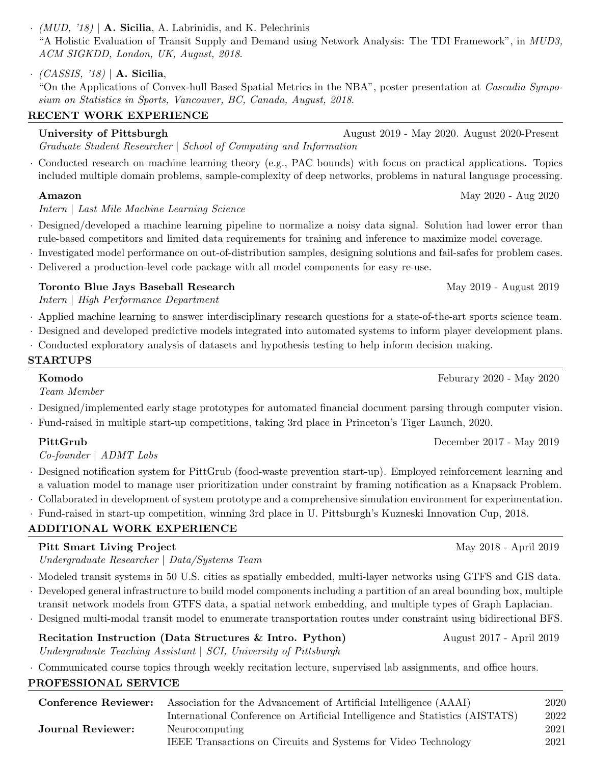- *(MUD, '18)* | **A. Sicilia**, A. Labrinidis, and K. Pelechrinis
  "A Holistic Evaluation of Transit Supply and Demand using Network Analysis: The TDI Framework", in *MUD3, ACM SIGKDD, London, UK, August, 2018.*
- *(CASSIS, '18)* | **A. Sicilia**,
  "On the Applications of Convex-hull Based Spatial Metrics in the NBA", poster presentation at *Cascadia Symposium on Statistics in Sports, Vancouver, BC, Canada, August, 2018.*

## RECENT WORK EXPERIENCE

**University of Pittsburgh** — August 2019 - May 2020. August 2020-Present
*Graduate Student Researcher | School of Computing and Information*

- Conducted research on machine learning theory (e.g., PAC bounds) with focus on practical applications. Topics included multiple domain problems, sample-complexity of deep networks, problems in natural language processing.

**Amazon** — May 2020 - Aug 2020
*Intern | Last Mile Machine Learning Science*

- Designed/developed a machine learning pipeline to normalize a noisy data signal. Solution had lower error than rule-based competitors and limited data requirements for training and inference to maximize model coverage.
- Investigated model performance on out-of-distribution samples, designing solutions and fail-safes for problem cases.
- Delivered a production-level code package with all model components for easy re-use.

**Toronto Blue Jays Baseball Research** — May 2019 - August 2019
*Intern | High Performance Department*

- Applied machine learning to answer interdisciplinary research questions for a state-of-the-art sports science team.
- Designed and developed predictive models integrated into automated systems to inform player development plans.
- Conducted exploratory analysis of datasets and hypothesis testing to help inform decision making.

## STARTUPS

**Komodo** — Feburary 2020 - May 2020
*Team Member*

- Designed/implemented early stage prototypes for automated financial document parsing through computer vision.
- Fund-raised in multiple start-up competitions, taking 3rd place in Princeton's Tiger Launch, 2020.

**PittGrub** — December 2017 - May 2019
*Co-founder | ADMT Labs*

- Designed notification system for PittGrub (food-waste prevention start-up). Employed reinforcement learning and a valuation model to manage user prioritization under constraint by framing notification as a Knapsack Problem.
- Collaborated in development of system prototype and a comprehensive simulation environment for experimentation.
- Fund-raised in start-up competition, winning 3rd place in U. Pittsburgh's Kuzneski Innovation Cup, 2018.

## ADDITIONAL WORK EXPERIENCE

**Pitt Smart Living Project** — May 2018 - April 2019
*Undergraduate Researcher | Data/Systems Team*

- Modeled transit systems in 50 U.S. cities as spatially embedded, multi-layer networks using GTFS and GIS data.
- Developed general infrastructure to build model components including a partition of an areal bounding box, multiple transit network models from GTFS data, a spatial network embedding, and multiple types of Graph Laplacian.
- Designed multi-modal transit model to enumerate transportation routes under constraint using bidirectional BFS.

**Recitation Instruction (Data Structures & Intro. Python)** — August 2017 - April 2019
*Undergraduate Teaching Assistant | SCI, University of Pittsburgh*

- Communicated course topics through weekly recitation lecture, supervised lab assignments, and office hours.

## PROFESSIONAL SERVICE

| | | |
|---|---|---|
| **Conference Reviewer:** | Association for the Advancement of Artificial Intelligence (AAAI) | 2020 |
| | International Conference on Artificial Intelligence and Statistics (AISTATS) | 2022 |
| **Journal Reviewer:** | Neurocomputing | 2021 |
| | IEEE Transactions on Circuits and Systems for Video Technology | 2021 |